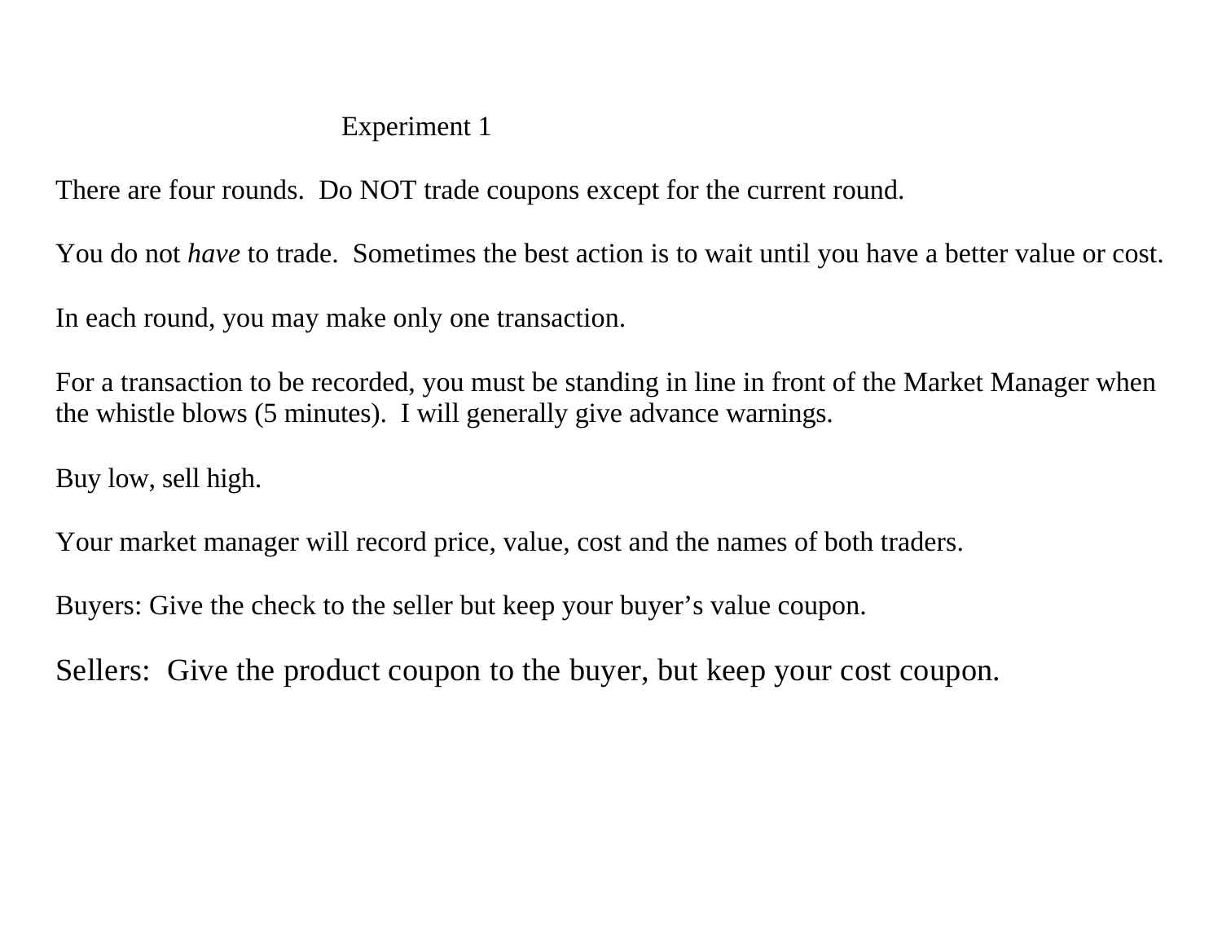# Experiment 1

There are four rounds.  Do NOT trade coupons except for the current round.

You do not *have* to trade.  Sometimes the best action is to wait until you have a better value or cost.

In each round, you may make only one transaction.

For a transaction to be recorded, you must be standing in line in front of the Market Manager when the whistle blows (5 minutes).  I will generally give advance warnings.

Buy low, sell high.

Your market manager will record price, value, cost and the names of both traders.

Buyers: Give the check to the seller but keep your buyer's value coupon.

Sellers:  Give the product coupon to the buyer, but keep your cost coupon.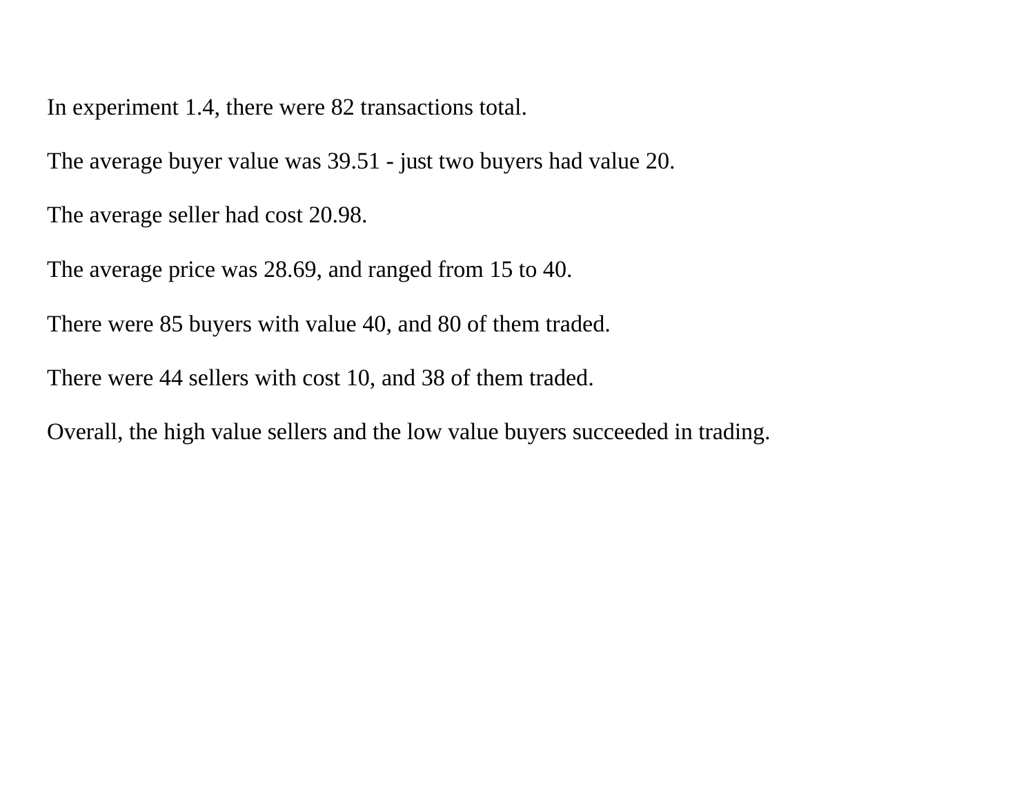In experiment 1.4, there were 82 transactions total.

The average buyer value was 39.51 - just two buyers had value 20.

The average seller had cost 20.98.

The average price was 28.69, and ranged from 15 to 40.

There were 85 buyers with value 40, and 80 of them traded.

There were 44 sellers with cost 10, and 38 of them traded.

Overall, the high value sellers and the low value buyers succeeded in trading.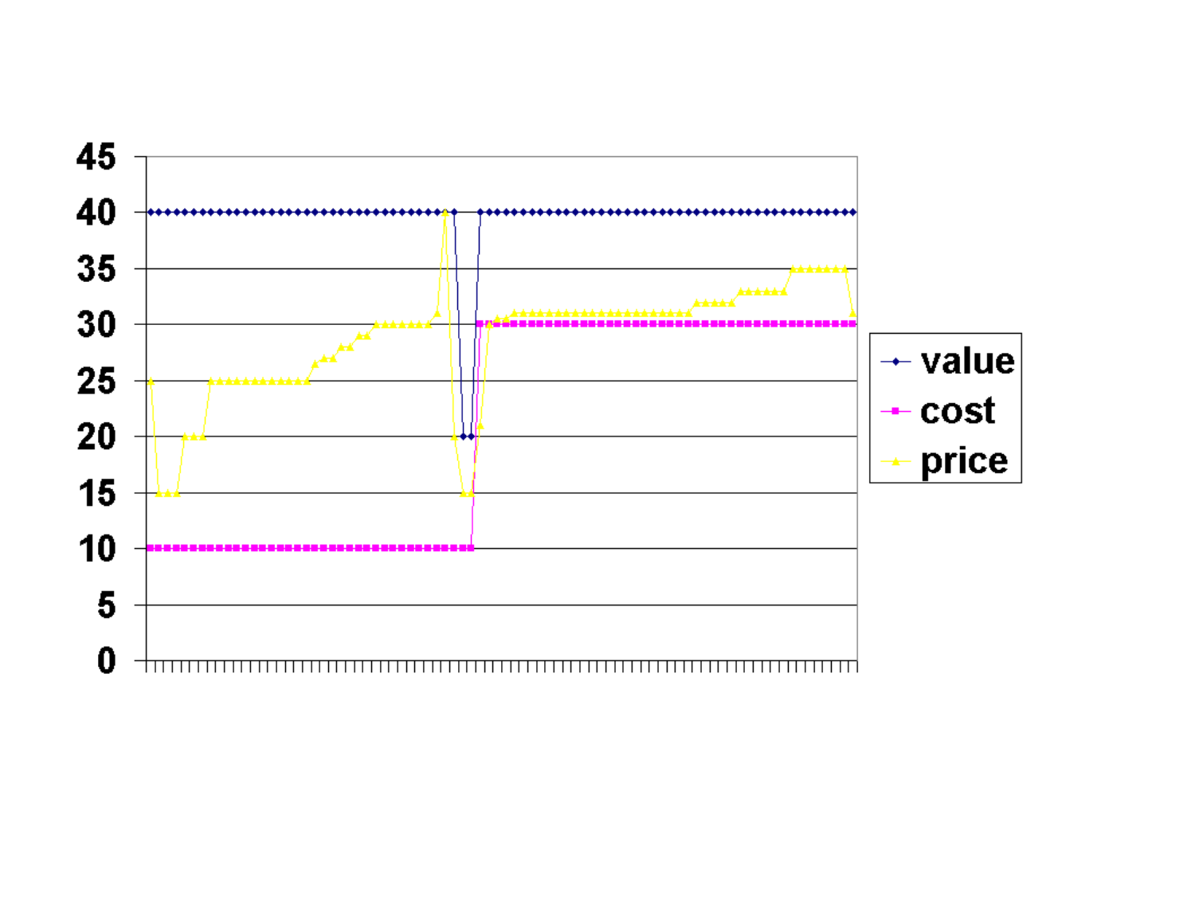45
40
35
30
25
20
15
10
5
0

value
cost
price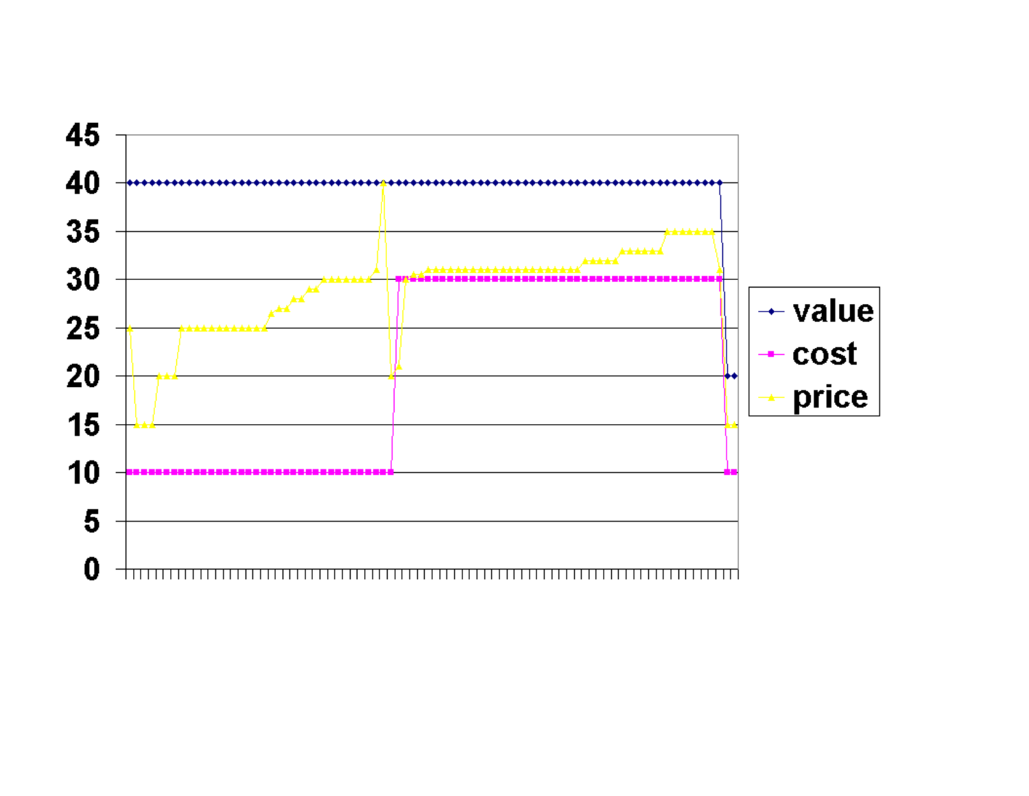45

40

35

30

25

20

15

10

5

0

value

cost

price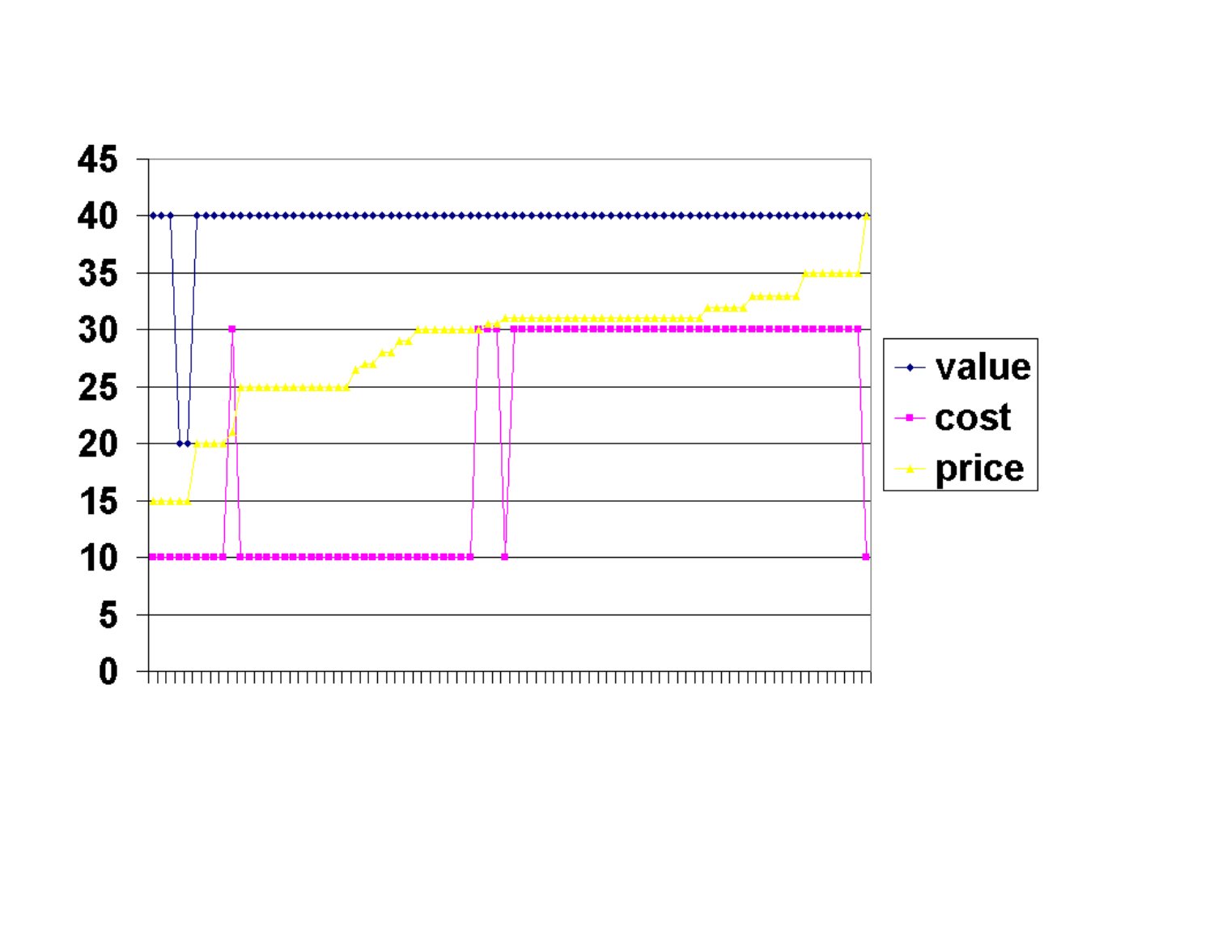45

40

35

30

25

20

15

10

5

0

- value
- cost
- price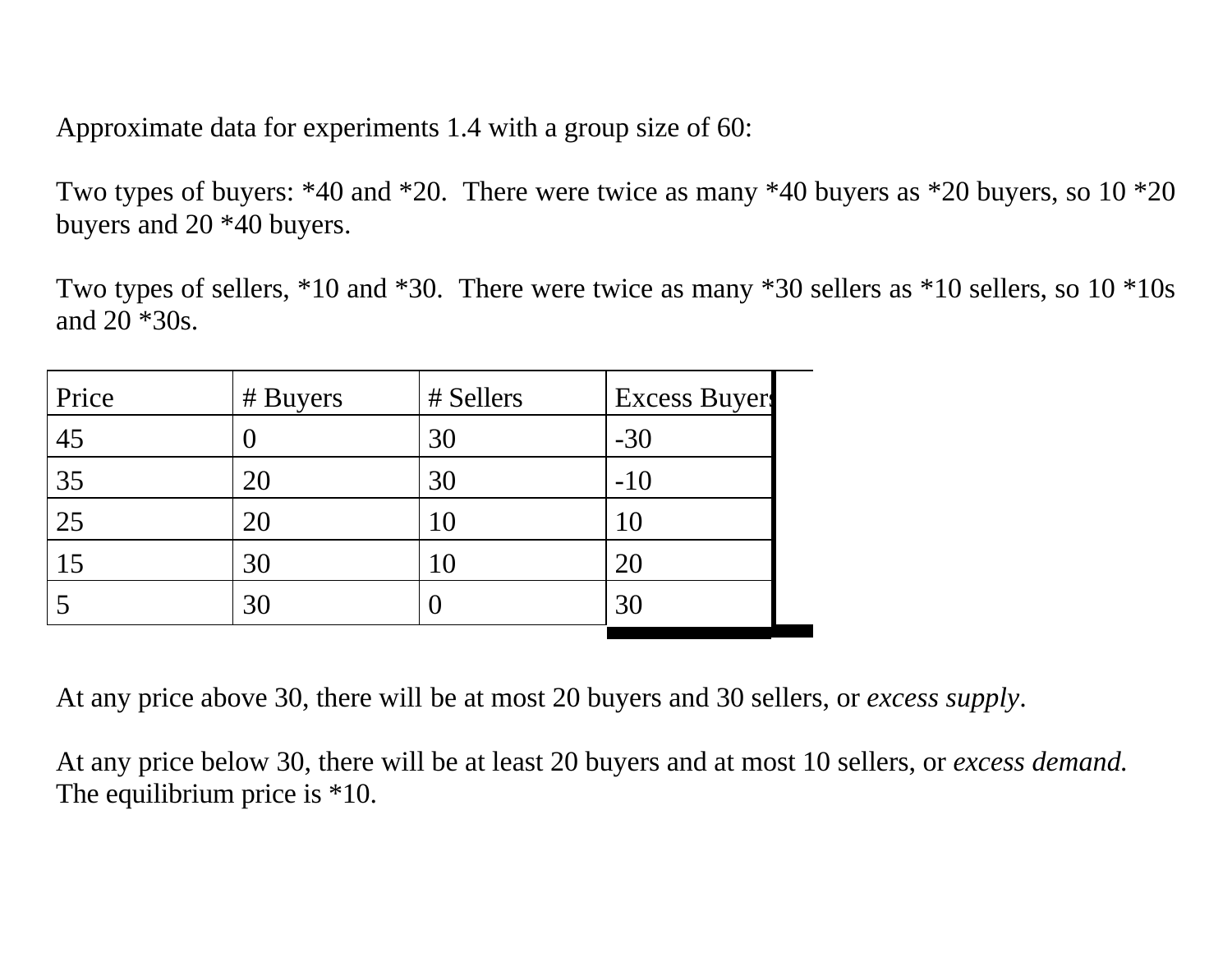Approximate data for experiments 1.4 with a group size of 60:

Two types of buyers: *40 and *20. There were twice as many *40 buyers as *20 buyers, so 10 *20 buyers and 20 *40 buyers.

Two types of sellers, *10 and *30. There were twice as many *30 sellers as *10 sellers, so 10 *10s and 20 *30s.

| Price | # Buyers | # Sellers | Excess Buyers |
|---|---|---|---|
| 45 | 0 | 30 | -30 |
| 35 | 20 | 30 | -10 |
| 25 | 20 | 10 | 10 |
| 15 | 30 | 10 | 20 |
| 5 | 30 | 0 | 30 |

At any price above 30, there will be at most 20 buyers and 30 sellers, or *excess supply*.

At any price below 30, there will be at least 20 buyers and at most 10 sellers, or *excess demand.* The equilibrium price is *10.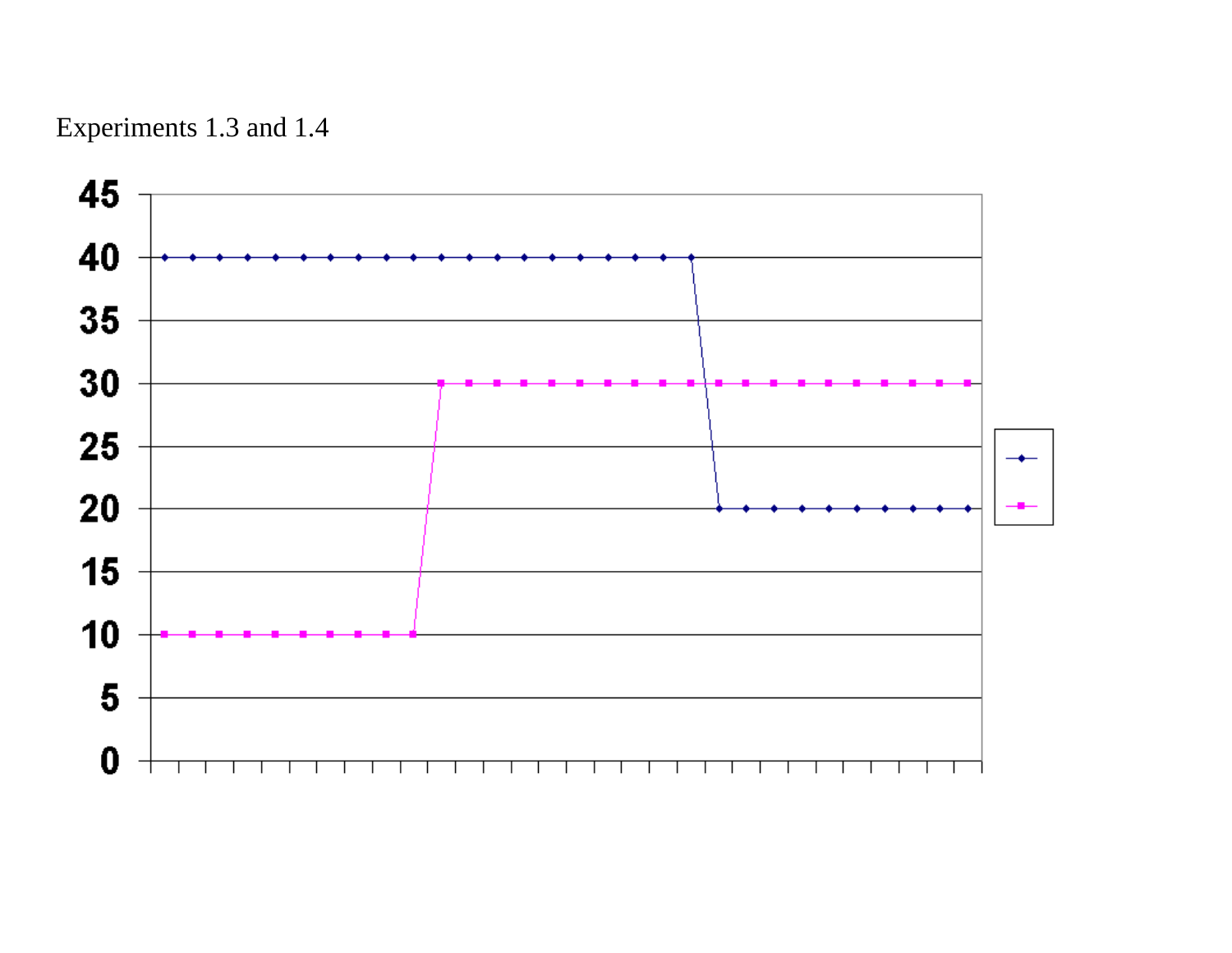Experiments 1.3 and 1.4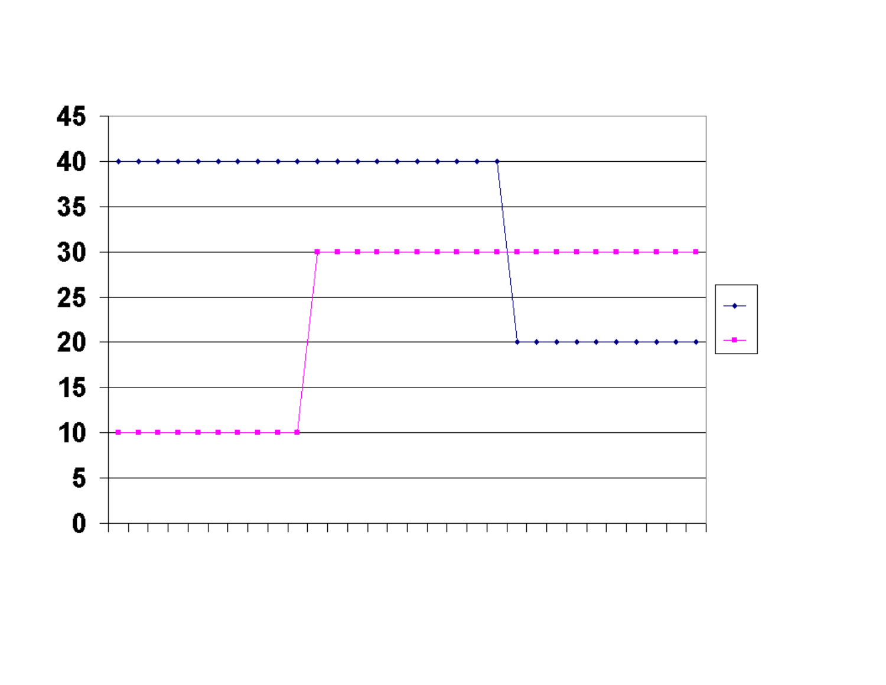45

40

35

30

25

20

15

10

5

0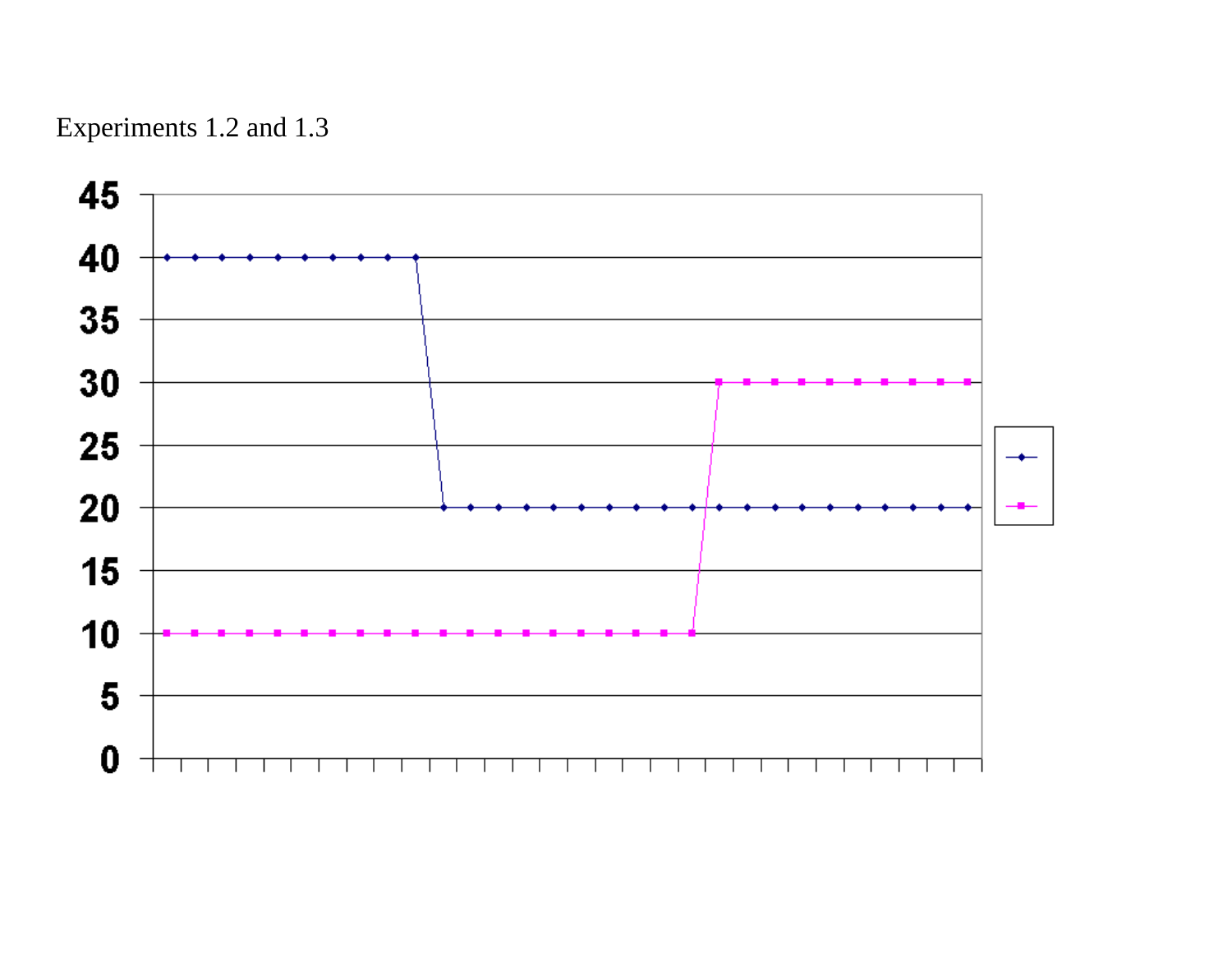Experiments 1.2 and 1.3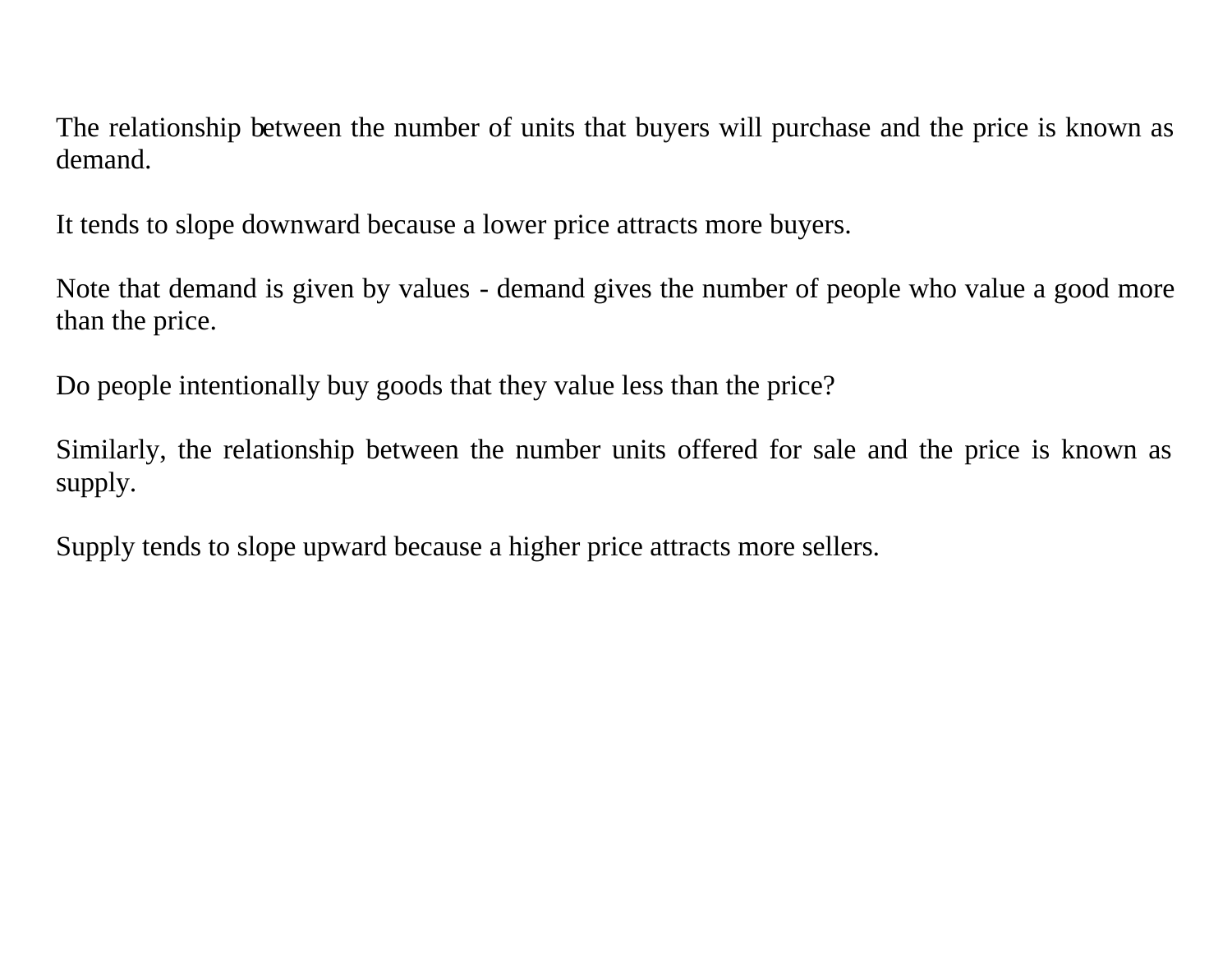The relationship between the number of units that buyers will purchase and the price is known as demand.

It tends to slope downward because a lower price attracts more buyers.

Note that demand is given by values - demand gives the number of people who value a good more than the price.

Do people intentionally buy goods that they value less than the price?

Similarly, the relationship between the number units offered for sale and the price is known as supply.

Supply tends to slope upward because a higher price attracts more sellers.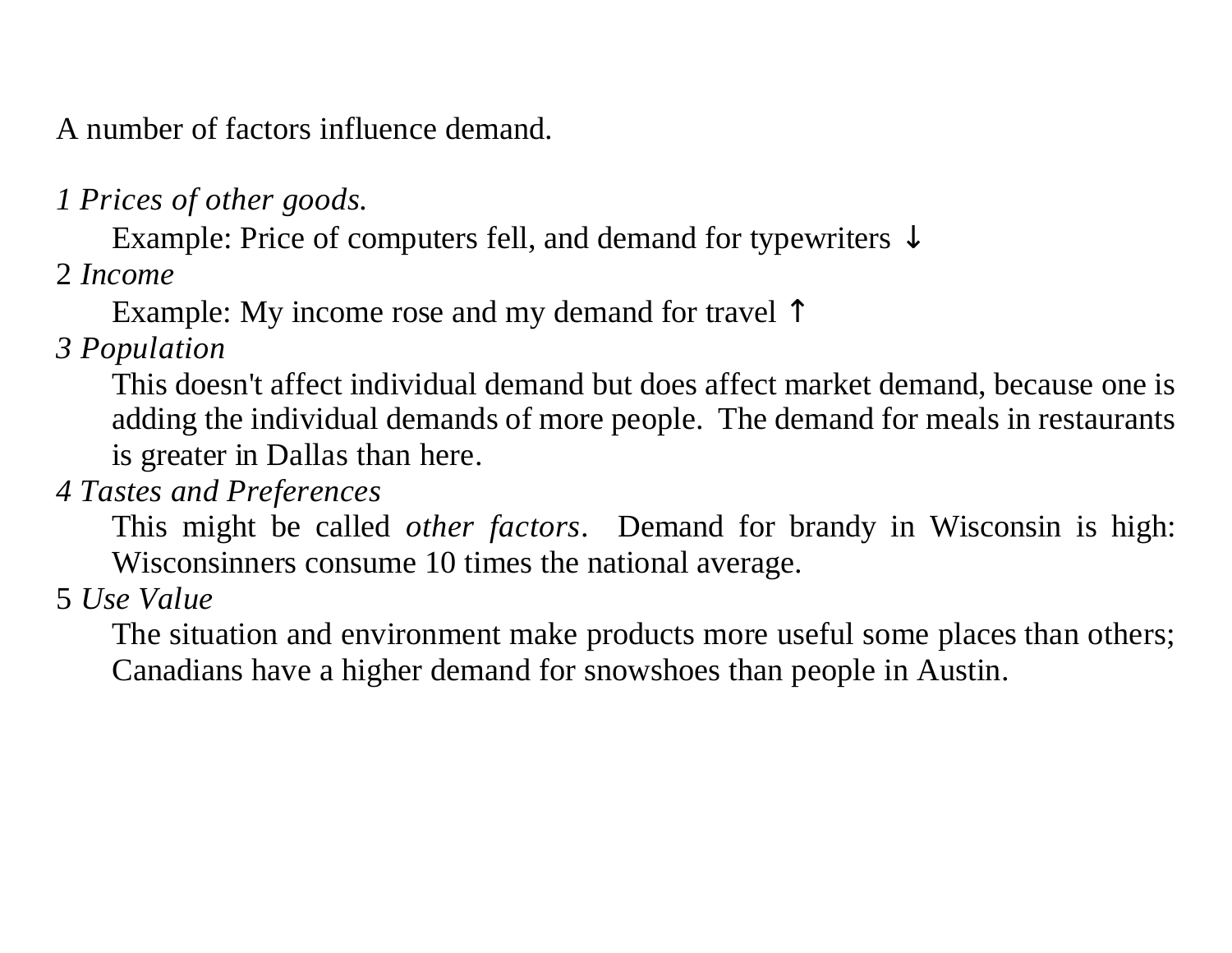A number of factors influence demand.

*1 Prices of other goods.*

Example: Price of computers fell, and demand for typewriters ↓

2 *Income*

Example: My income rose and my demand for travel ↑

*3 Population*

This doesn't affect individual demand but does affect market demand, because one is adding the individual demands of more people. The demand for meals in restaurants is greater in Dallas than here.

*4 Tastes and Preferences*

This might be called *other factors*. Demand for brandy in Wisconsin is high: Wisconsinners consume 10 times the national average.

5 *Use Value*

The situation and environment make products more useful some places than others; Canadians have a higher demand for snowshoes than people in Austin.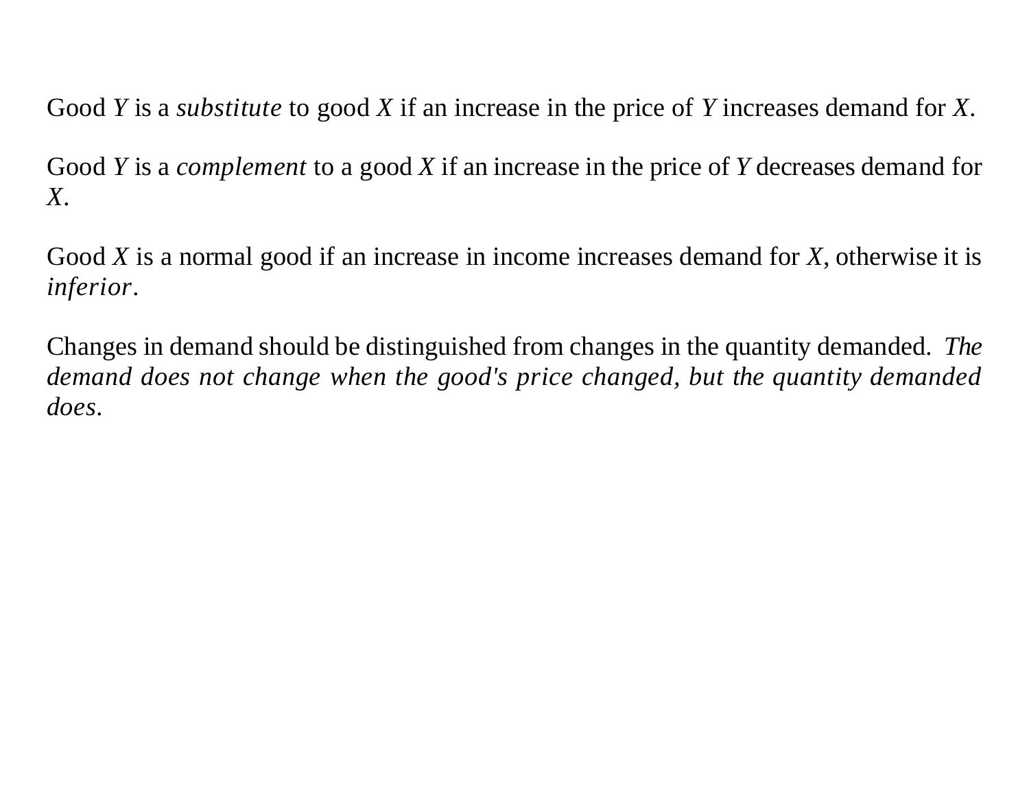Good *Y* is a *substitute* to good *X* if an increase in the price of *Y* increases demand for *X*.

Good *Y* is a *complement* to a good *X* if an increase in the price of *Y* decreases demand for *X*.

Good *X* is a normal good if an increase in income increases demand for *X*, otherwise it is *inferior*.

Changes in demand should be distinguished from changes in the quantity demanded. *The demand does not change when the good's price changed, but the quantity demanded does.*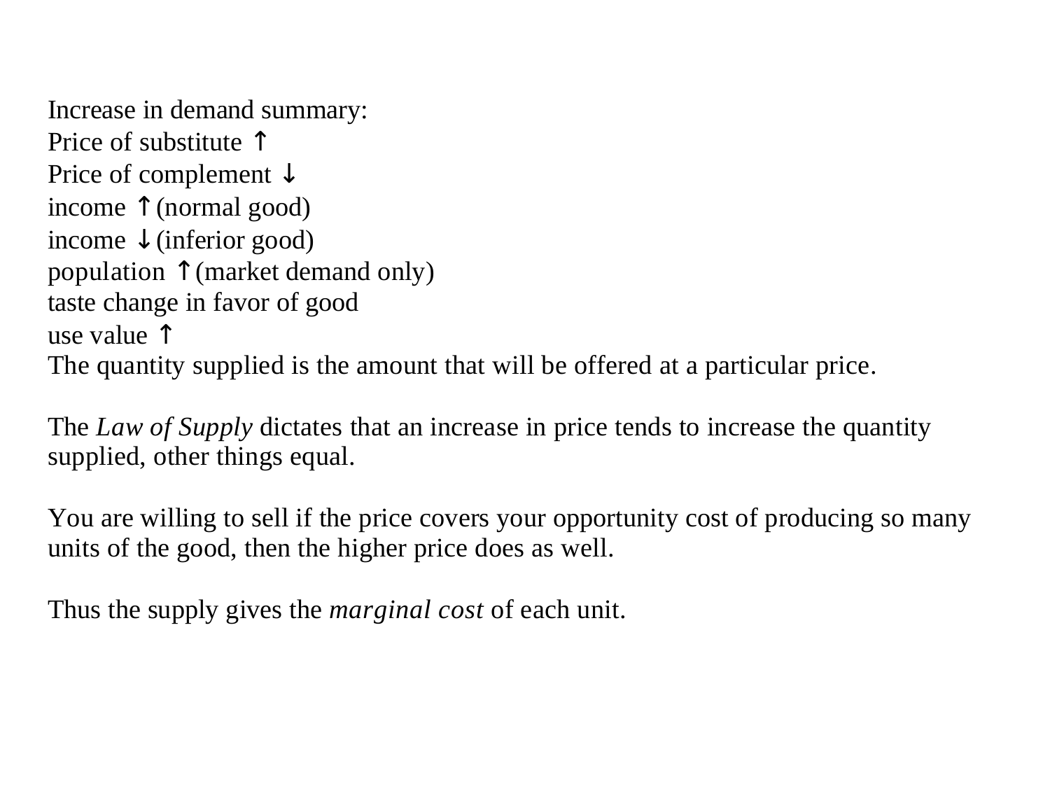Increase in demand summary:
Price of substitute ↑
Price of complement ↓
income ↑ (normal good)
income ↓ (inferior good)
population ↑ (market demand only)
taste change in favor of good
use value ↑
The quantity supplied is the amount that will be offered at a particular price.

The *Law of Supply* dictates that an increase in price tends to increase the quantity supplied, other things equal.

You are willing to sell if the price covers your opportunity cost of producing so many units of the good, then the higher price does as well.

Thus the supply gives the *marginal cost* of each unit.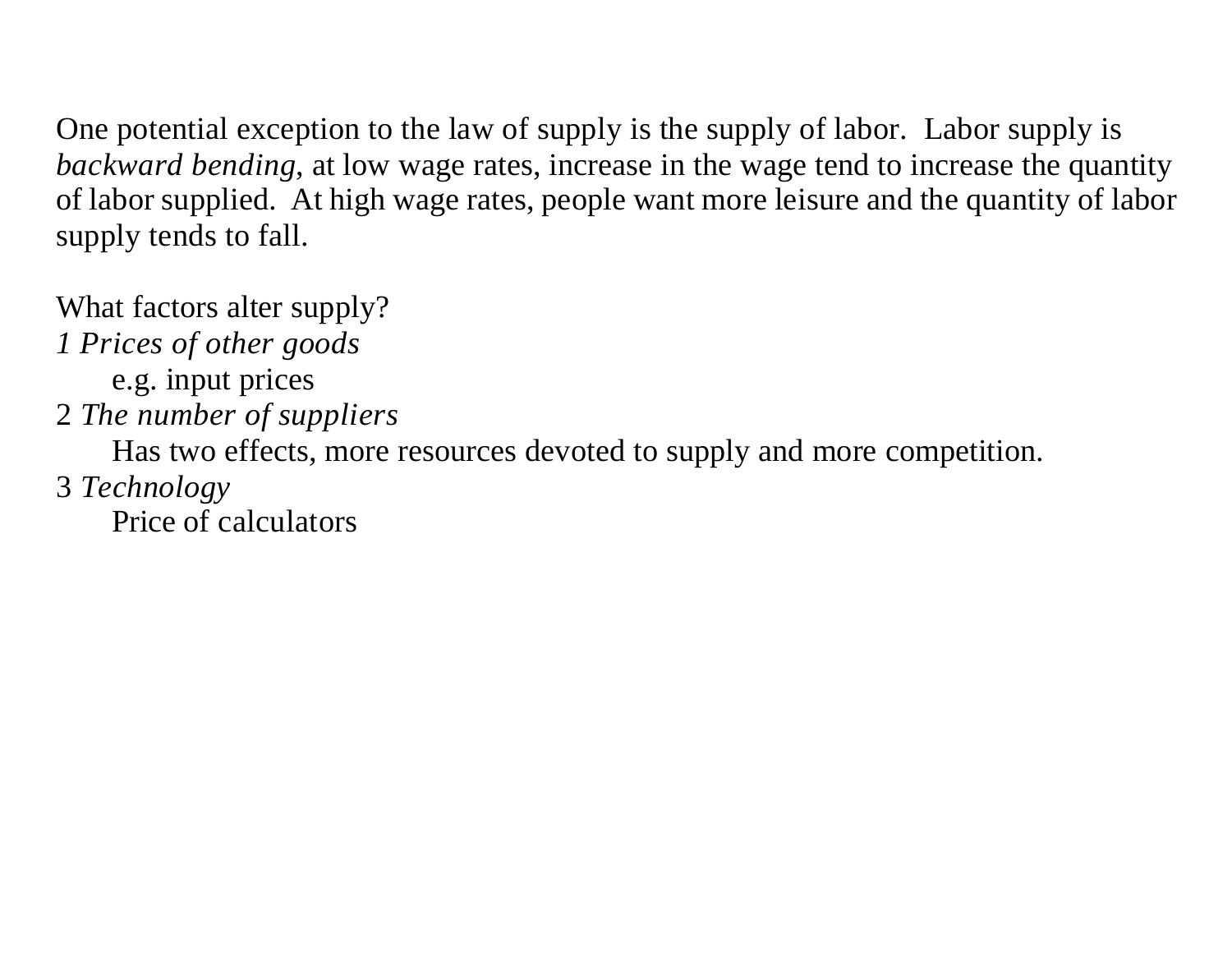One potential exception to the law of supply is the supply of labor.  Labor supply is *backward bending*, at low wage rates, increase in the wage tend to increase the quantity of labor supplied.  At high wage rates, people want more leisure and the quantity of labor supply tends to fall.

What factors alter supply?

*1 Prices of other goods*

  e.g. input prices

2 *The number of suppliers*

  Has two effects, more resources devoted to supply and more competition.

3 *Technology*

  Price of calculators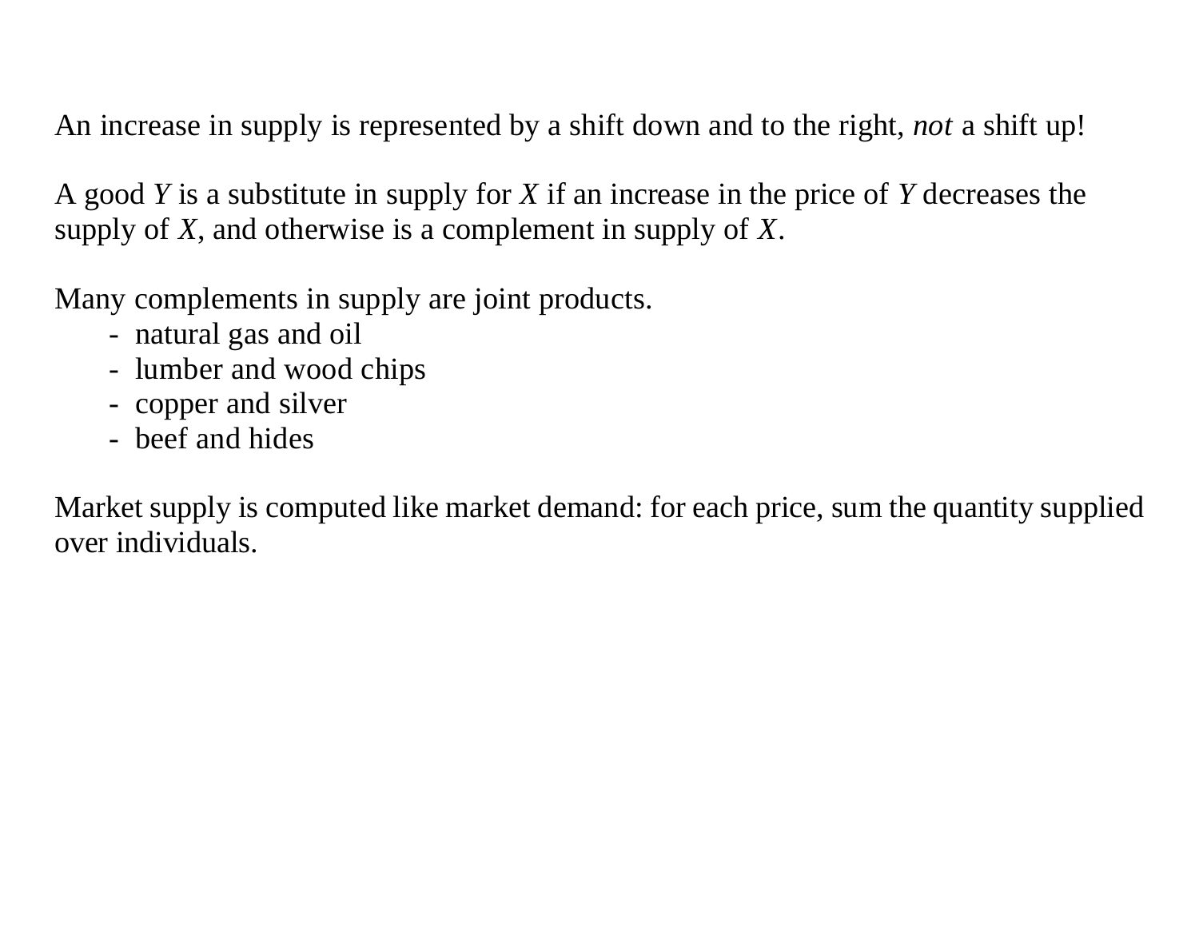An increase in supply is represented by a shift down and to the right, *not* a shift up!

A good $Y$ is a substitute in supply for $X$ if an increase in the price of $Y$ decreases the supply of $X$, and otherwise is a complement in supply of $X$.

Many complements in supply are joint products.

- natural gas and oil
- lumber and wood chips
- copper and silver
- beef and hides

Market supply is computed like market demand: for each price, sum the quantity supplied over individuals.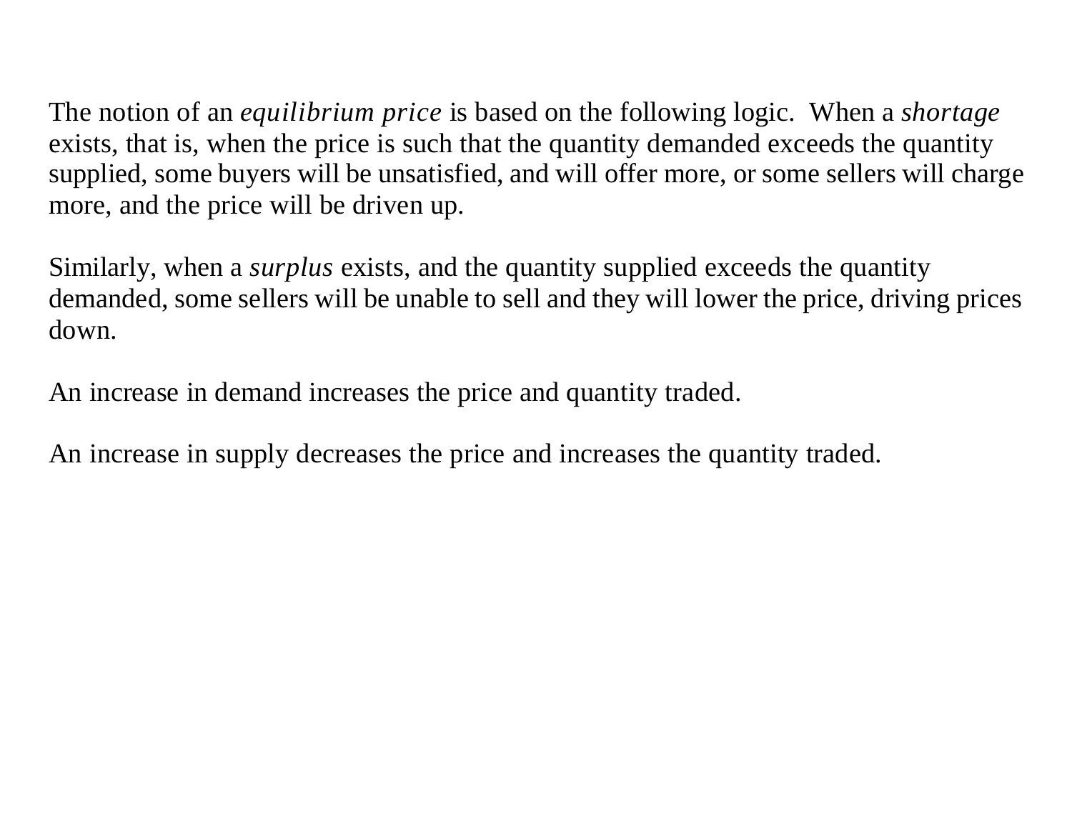The notion of an *equilibrium price* is based on the following logic. When a *shortage* exists, that is, when the price is such that the quantity demanded exceeds the quantity supplied, some buyers will be unsatisfied, and will offer more, or some sellers will charge more, and the price will be driven up.

Similarly, when a *surplus* exists, and the quantity supplied exceeds the quantity demanded, some sellers will be unable to sell and they will lower the price, driving prices down.

An increase in demand increases the price and quantity traded.

An increase in supply decreases the price and increases the quantity traded.